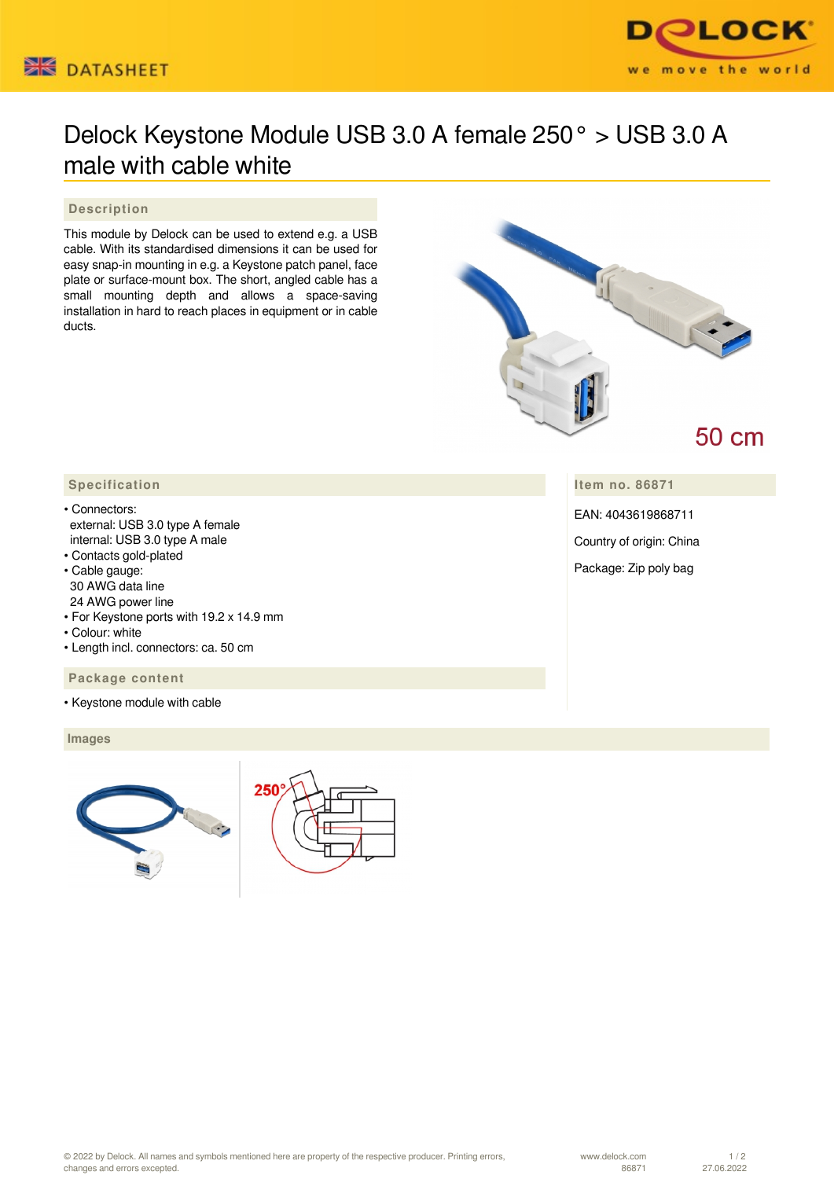# Delock Keystone Module USB 3.0 A female 250° > USB 3.0 A male with cable white

## Description

This module by Delock can be used to extend e.g. a USB cable. With its standardised dimensions it can be used for easy snap-in mounting in e.g. a Keystone patch panel, face plate or surface-mount box. The short, angled cable has a small mounting depth and allows a space-saving installation in hard to reach places in equipment or in cable ducts.

50 cm

## Specification

- Connectors:
  external: USB 3.0 type A female
  internal: USB 3.0 type A male
- Contacts gold-plated
- Cable gauge:
  30 AWG data line
  24 AWG power line
- For Keystone ports with 19.2 x 14.9 mm
- Colour: white
- Length incl. connectors: ca. 50 cm

## Item no. 86871

EAN: 4043619868711

Country of origin: China

Package: Zip poly bag

## Package content

- Keystone module with cable

## Images

250°

© 2022 by Delock. All names and symbols mentioned here are property of the respective producer. Printing errors, changes and errors excepted.

www.delock.com 86871 27.06.2022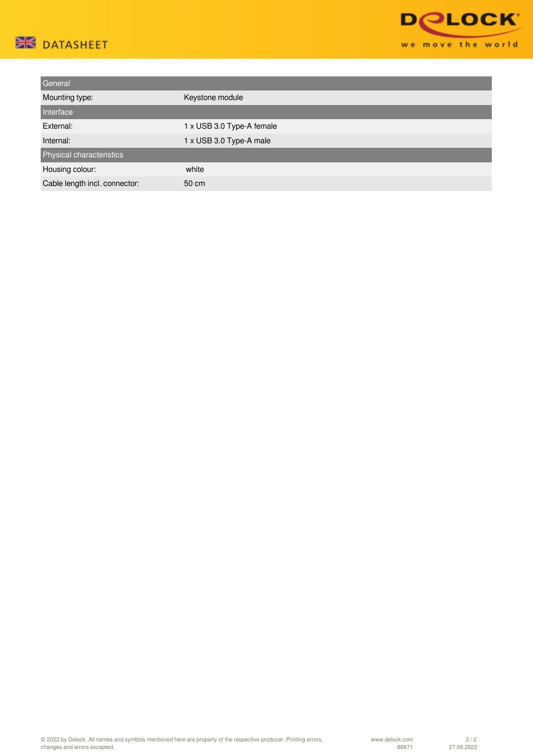| | |
|---|---|
| **General** | |
| Mounting type: | Keystone module |
| **Interface** | |
| External: | 1 x USB 3.0 Type-A female |
| Internal: | 1 x USB 3.0 Type-A male |
| **Physical characteristics** | |
| Housing colour: | white |
| Cable length incl. connector: | 50 cm |